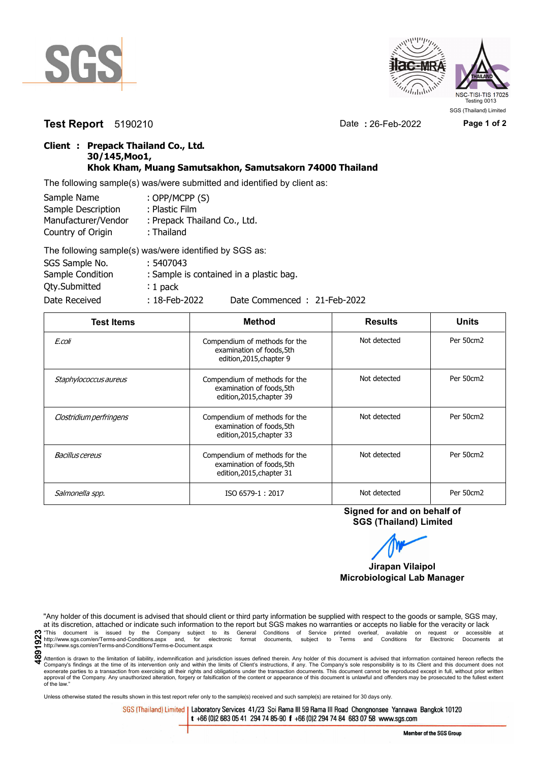SGS

NSC-TISI-TIS 17025
Testing 0013
SGS (Thailand) Limited

**Test Report** 5190210 Date : 26-Feb-2022

**Client : Prepack Thailand Co., Ltd.**
**30/145,Moo1,**
**Khok Kham, Muang Samutsakhon, Samutsakorn 74000 Thailand**

The following sample(s) was/were submitted and identified by client as:

Sample Name : OPP/MCPP (S)
Sample Description : Plastic Film
Manufacturer/Vendor : Prepack Thailand Co., Ltd.
Country of Origin : Thailand

The following sample(s) was/were identified by SGS as:

SGS Sample No. : 5407043
Sample Condition : Sample is contained in a plastic bag.
Qty.Submitted : 1 pack
Date Received : 18-Feb-2022 Date Commenced : 21-Feb-2022

| Test Items | Method | Results | Units |
|---|---|---|---|
| *E.coli* | Compendium of methods for the examination of foods,5th edition,2015,chapter 9 | Not detected | Per 50cm2 |
| *Staphylococcus aureus* | Compendium of methods for the examination of foods,5th edition,2015,chapter 39 | Not detected | Per 50cm2 |
| *Clostridium perfringens* | Compendium of methods for the examination of foods,5th edition,2015,chapter 33 | Not detected | Per 50cm2 |
| *Bacillus cereus* | Compendium of methods for the examination of foods,5th edition,2015,chapter 31 | Not detected | Per 50cm2 |
| *Salmonella spp.* | ISO 6579-1 : 2017 | Not detected | Per 50cm2 |

**Signed for and on behalf of**
**SGS (Thailand) Limited**

**Jirapan Vilaipol**
**Microbiological Lab Manager**

"Any holder of this document is advised that should client or third party information be supplied with respect to the goods or sample, SGS may, at its discretion, attached or indicate such information to the report but SGS makes no warranties or accepts no liable for the veracity or lack

"This document is issued by the Company subject to its General Conditions of Service printed overleaf, available on request or accessible at http://www.sgs.com/en/Terms-and-Conditions.aspx and, for electronic format documents, subject to Terms and Conditions for Electronic Documents at http://www.sgs.com/en/Terms-and-Conditions/Terms-e-Document.aspx

Attention is drawn to the limitation of liability, indemnification and jurisdiction issues defined therein. Any holder of this document is advised that information contained hereon reflects the Company's findings at the time of its intervention only and within the limits of Client's instructions, if any. The Company's sole responsibility is to its Client and this document does not exonerate parties to a transaction from exercising all their rights and obligations under the transaction documents. This document cannot be reproduced except in full, without prior written approval of the Company. Any unauthorized alteration, forgery or falsification of the content or appearance of this document is unlawful and offenders may be prosecuted to the fullest extent of the law."

4891923

Unless otherwise stated the results shown in this test report refer only to the sample(s) received and such sample(s) are retained for 30 days only.

SGS (Thailand) Limited | Laboratory Services 41/23 Soi Rama III 59 Rama III Road Chongnonsee Yannawa Bangkok 10120
t +66 (0)2 683 05 41 294 74 85-90 f +66 (0)2 294 74 84 683 07 58 www.sgs.com

Member of the SGS Group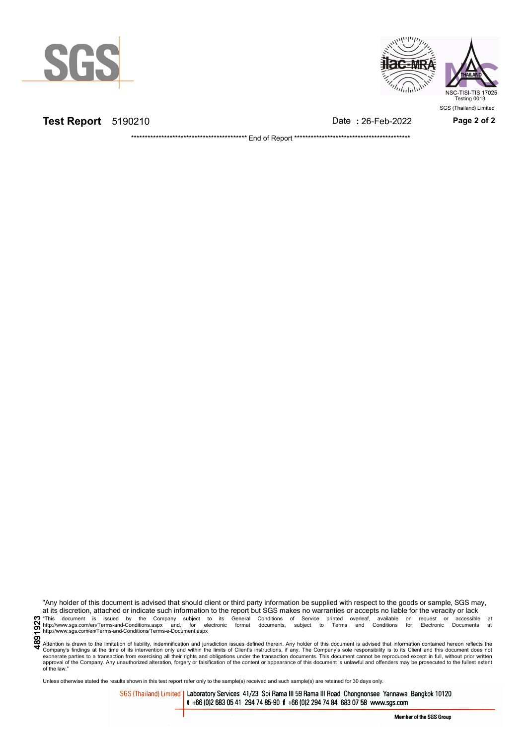**Test Report** 5190210 Date : 26-Feb-2022

******************************************** End of Report ********************************************

"Any holder of this document is advised that should client or third party information be supplied with respect to the goods or sample, SGS may, at its discretion, attached or indicate such information to the report but SGS makes no warranties or accepts no liable for the veracity or lack "This document is issued by the Company subject to its General Conditions of Service printed overleaf, available on request or accessible at http://www.sgs.com/en/Terms-and-Conditions.aspx and, for electronic format documents, subject to Terms and Conditions for Electronic Documents at http://www.sgs.com/en/Terms-and-Conditions/Terms-e-Document.aspx

Attention is drawn to the limitation of liability, indemnification and jurisdiction issues defined therein. Any holder of this document is advised that information contained hereon reflects the Company's findings at the time of its intervention only and within the limits of Client's instructions, if any. The Company's sole responsibility is to its Client and this document does not exonerate parties to a transaction from exercising all their rights and obligations under the transaction documents. This document cannot be reproduced except in full, without prior written approval of the Company. Any unauthorized alteration, forgery or falsification of the content or appearance of this document is unlawful and offenders may be prosecuted to the fullest extent of the law."

Unless otherwise stated the results shown in this test report refer only to the sample(s) received and such sample(s) are retained for 30 days only.